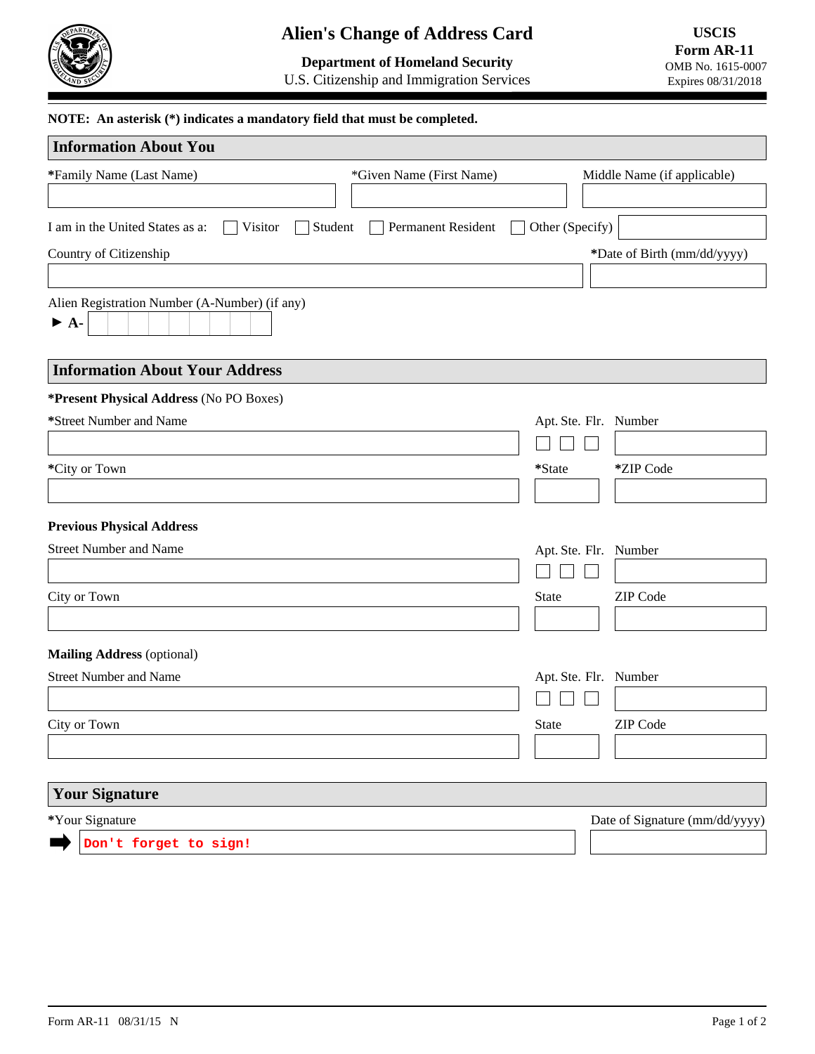# Alien's Change of Address Card

**Department of Homeland Security**
U.S. Citizenship and Immigration Services

**USCIS**
**Form AR-11**
OMB No. 1615-0007
Expires 08/31/2018

**NOTE: An asterisk (*) indicates a mandatory field that must be completed.**

## Information About You

*Family Name (Last Name)

*Given Name (First Name)

Middle Name (if applicable)

I am in the United States as a: ☐ Visitor ☐ Student ☐ Permanent Resident ☐ Other (Specify)

Country of Citizenship

*Date of Birth (mm/dd/yyyy)

Alien Registration Number (A-Number) (if any)

► A-

## Information About Your Address

**\*Present Physical Address** (No PO Boxes)

*Street Number and Name

Apt. ☐ Ste. ☐ Flr. ☐ Number

*City or Town

*State

*ZIP Code

**Previous Physical Address**

Street Number and Name

Apt. ☐ Ste. ☐ Flr. ☐ Number

City or Town

State

ZIP Code

**Mailing Address** (optional)

Street Number and Name

Apt. ☐ Ste. ☐ Flr. ☐ Number

City or Town

State

ZIP Code

## Your Signature

*Your Signature

➡ Don't forget to sign!

Date of Signature (mm/dd/yyyy)

Form AR-11 08/31/15 N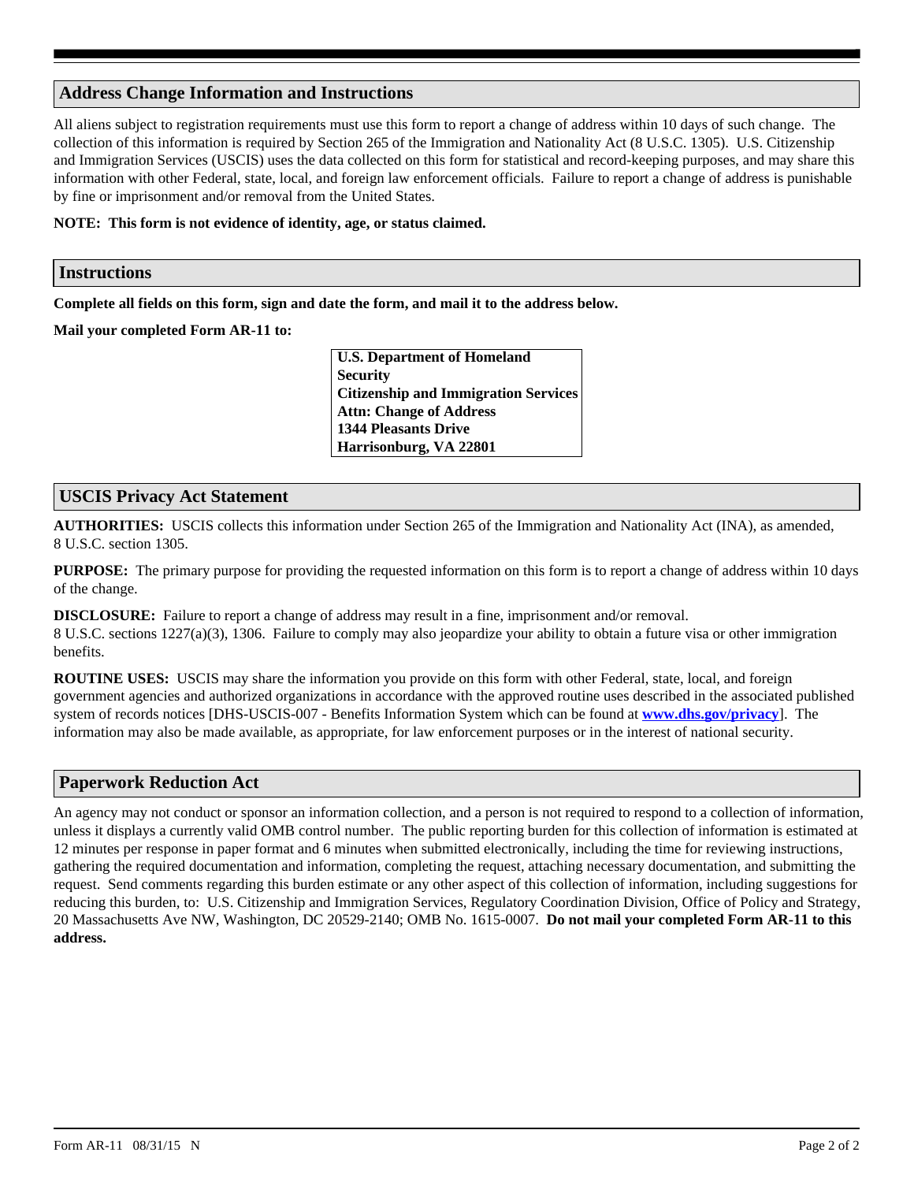## Address Change Information and Instructions

All aliens subject to registration requirements must use this form to report a change of address within 10 days of such change. The collection of this information is required by Section 265 of the Immigration and Nationality Act (8 U.S.C. 1305). U.S. Citizenship and Immigration Services (USCIS) uses the data collected on this form for statistical and record-keeping purposes, and may share this information with other Federal, state, local, and foreign law enforcement officials. Failure to report a change of address is punishable by fine or imprisonment and/or removal from the United States.

**NOTE: This form is not evidence of identity, age, or status claimed.**

## Instructions

**Complete all fields on this form, sign and date the form, and mail it to the address below.**

**Mail your completed Form AR-11 to:**

**U.S. Department of Homeland Security**
**Citizenship and Immigration Services**
**Attn: Change of Address**
**1344 Pleasants Drive**
**Harrisonburg, VA 22801**

## USCIS Privacy Act Statement

**AUTHORITIES:** USCIS collects this information under Section 265 of the Immigration and Nationality Act (INA), as amended, 8 U.S.C. section 1305.

**PURPOSE:** The primary purpose for providing the requested information on this form is to report a change of address within 10 days of the change.

**DISCLOSURE:** Failure to report a change of address may result in a fine, imprisonment and/or removal. 8 U.S.C. sections 1227(a)(3), 1306. Failure to comply may also jeopardize your ability to obtain a future visa or other immigration benefits.

**ROUTINE USES:** USCIS may share the information you provide on this form with other Federal, state, local, and foreign government agencies and authorized organizations in accordance with the approved routine uses described in the associated published system of records notices [DHS-USCIS-007 - Benefits Information System which can be found at **www.dhs.gov/privacy**]. The information may also be made available, as appropriate, for law enforcement purposes or in the interest of national security.

## Paperwork Reduction Act

An agency may not conduct or sponsor an information collection, and a person is not required to respond to a collection of information, unless it displays a currently valid OMB control number. The public reporting burden for this collection of information is estimated at 12 minutes per response in paper format and 6 minutes when submitted electronically, including the time for reviewing instructions, gathering the required documentation and information, completing the request, attaching necessary documentation, and submitting the request. Send comments regarding this burden estimate or any other aspect of this collection of information, including suggestions for reducing this burden, to: U.S. Citizenship and Immigration Services, Regulatory Coordination Division, Office of Policy and Strategy, 20 Massachusetts Ave NW, Washington, DC 20529-2140; OMB No. 1615-0007. **Do not mail your completed Form AR-11 to this address.**

Form AR-11 08/31/15 N